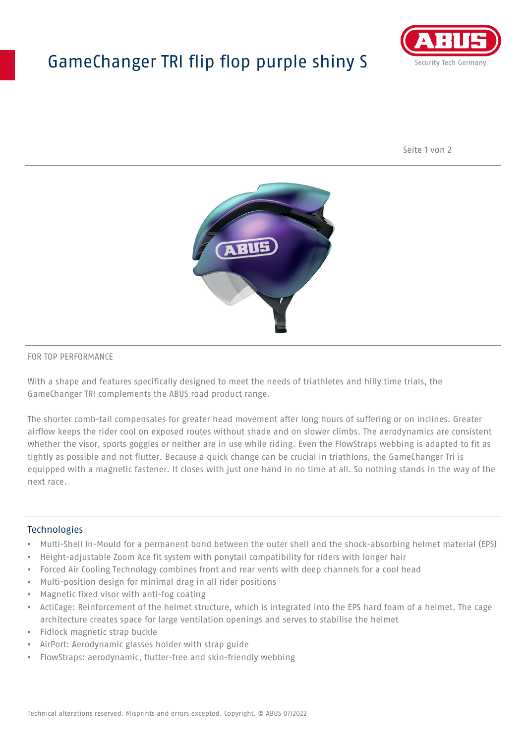# GameChanger TRI flip flop purple shiny S

FOR TOP PERFORMANCE

With a shape and features specifically designed to meet the needs of triathletes and hilly time trials, the GameChanger TRI complements the ABUS road product range.

The shorter comb-tail compensates for greater head movement after long hours of suffering or on inclines. Greater airflow keeps the rider cool on exposed routes without shade and on slower climbs. The aerodynamics are consistent whether the visor, sports goggles or neither are in use while riding. Even the FlowStraps webbing is adapted to fit as tightly as possible and not flutter. Because a quick change can be crucial in triathlons, the GameChanger Tri is equipped with a magnetic fastener. It closes with just one hand in no time at all. So nothing stands in the way of the next race.

## Technologies

- Multi-Shell In-Mould for a permanent bond between the outer shell and the shock-absorbing helmet material (EPS)
- Height-adjustable Zoom Ace fit system with ponytail compatibility for riders with longer hair
- Forced Air Cooling Technology combines front and rear vents with deep channels for a cool head
- Multi-position design for minimal drag in all rider positions
- Magnetic fixed visor with anti-fog coating
- ActiCage: Reinforcement of the helmet structure, which is integrated into the EPS hard foam of a helmet. The cage architecture creates space for large ventilation openings and serves to stabilise the helmet
- Fidlock magnetic strap buckle
- AirPort: Aerodynamic glasses holder with strap guide
- FlowStraps: aerodynamic, flutter-free and skin-friendly webbing

Technical alterations reserved. Misprints and errors excepted. Copyright. © ABUS 07/2022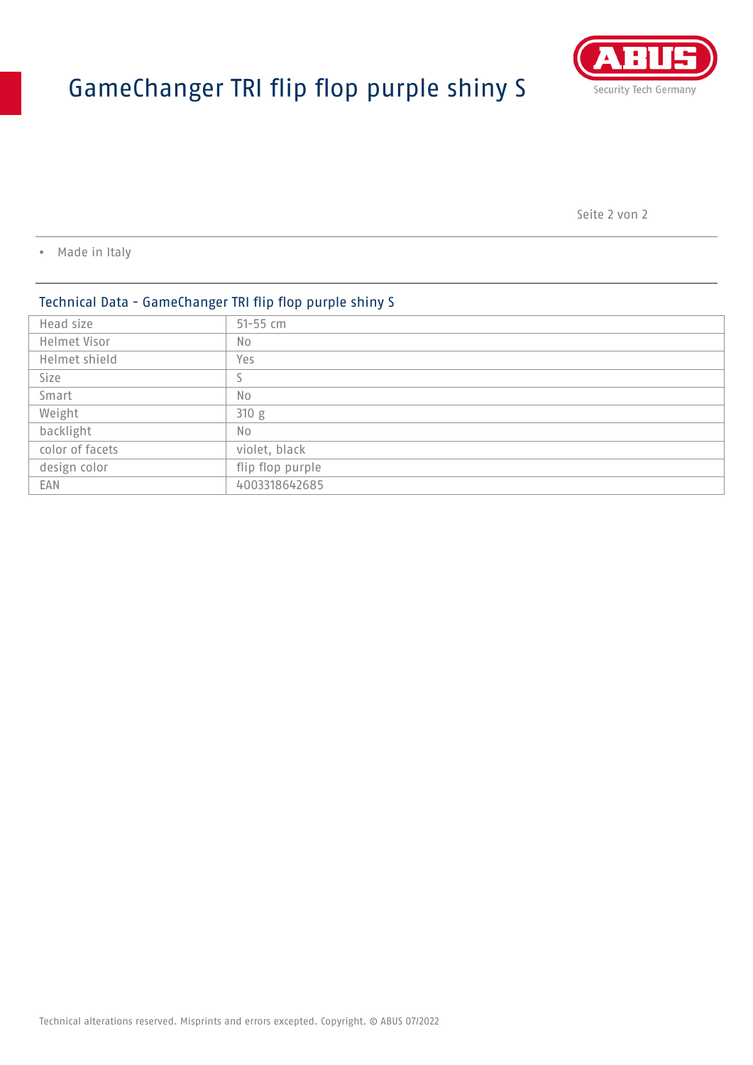- Made in Italy

## Technical Data - GameChanger TRI flip flop purple shiny S

| | |
|---|---|
| Head size | 51-55 cm |
| Helmet Visor | No |
| Helmet shield | Yes |
| Size | S |
| Smart | No |
| Weight | 310 g |
| backlight | No |
| color of facets | violet, black |
| design color | flip flop purple |
| EAN | 4003318642685 |

Technical alterations reserved. Misprints and errors excepted. Copyright. © ABUS 07/2022